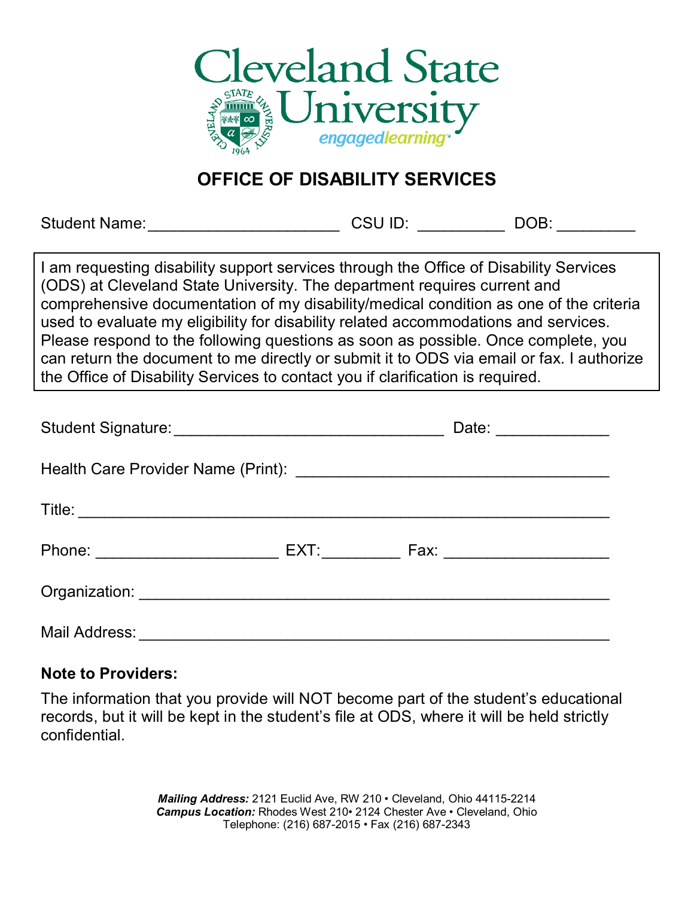# Cleveland State University

engagedlearning™

## OFFICE OF DISABILITY SERVICES

Student Name:_____________________ CSU ID: __________ DOB: _________

I am requesting disability support services through the Office of Disability Services (ODS) at Cleveland State University. The department requires current and comprehensive documentation of my disability/medical condition as one of the criteria used to evaluate my eligibility for disability related accommodations and services. Please respond to the following questions as soon as possible. Once complete, you can return the document to me directly or submit it to ODS via email or fax. I authorize the Office of Disability Services to contact you if clarification is required.

Student Signature:______________________________ Date: ____________

Health Care Provider Name (Print): ___________________________________

Title: ___________________________________________________________

Phone: ____________________ EXT:_________ Fax: __________________

Organization: _____________________________________________________

Mail Address: _____________________________________________________

**Note to Providers:**

The information that you provide will NOT become part of the student's educational records, but it will be kept in the student's file at ODS, where it will be held strictly confidential.

***Mailing Address:*** 2121 Euclid Ave, RW 210 • Cleveland, Ohio 44115-2214
***Campus Location:*** Rhodes West 210• 2124 Chester Ave • Cleveland, Ohio
Telephone: (216) 687-2015 • Fax (216) 687-2343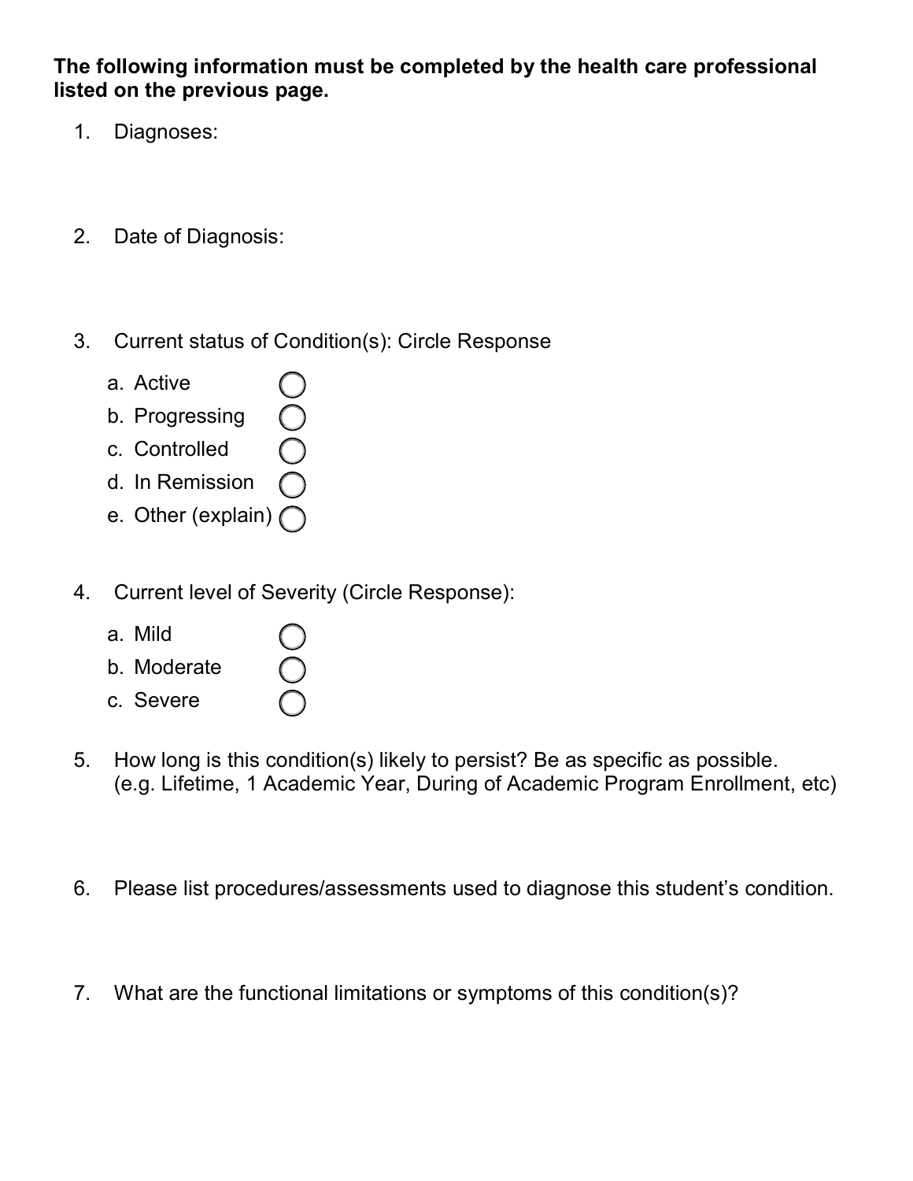**The following information must be completed by the health care professional listed on the previous page.**

1. Diagnoses:

2. Date of Diagnosis:

3. Current status of Condition(s): Circle Response

   a. Active
   b. Progressing
   c. Controlled
   d. In Remission
   e. Other (explain)

4. Current level of Severity (Circle Response):

   a. Mild
   b. Moderate
   c. Severe

5. How long is this condition(s) likely to persist? Be as specific as possible. (e.g. Lifetime, 1 Academic Year, During of Academic Program Enrollment, etc)

6. Please list procedures/assessments used to diagnose this student's condition.

7. What are the functional limitations or symptoms of this condition(s)?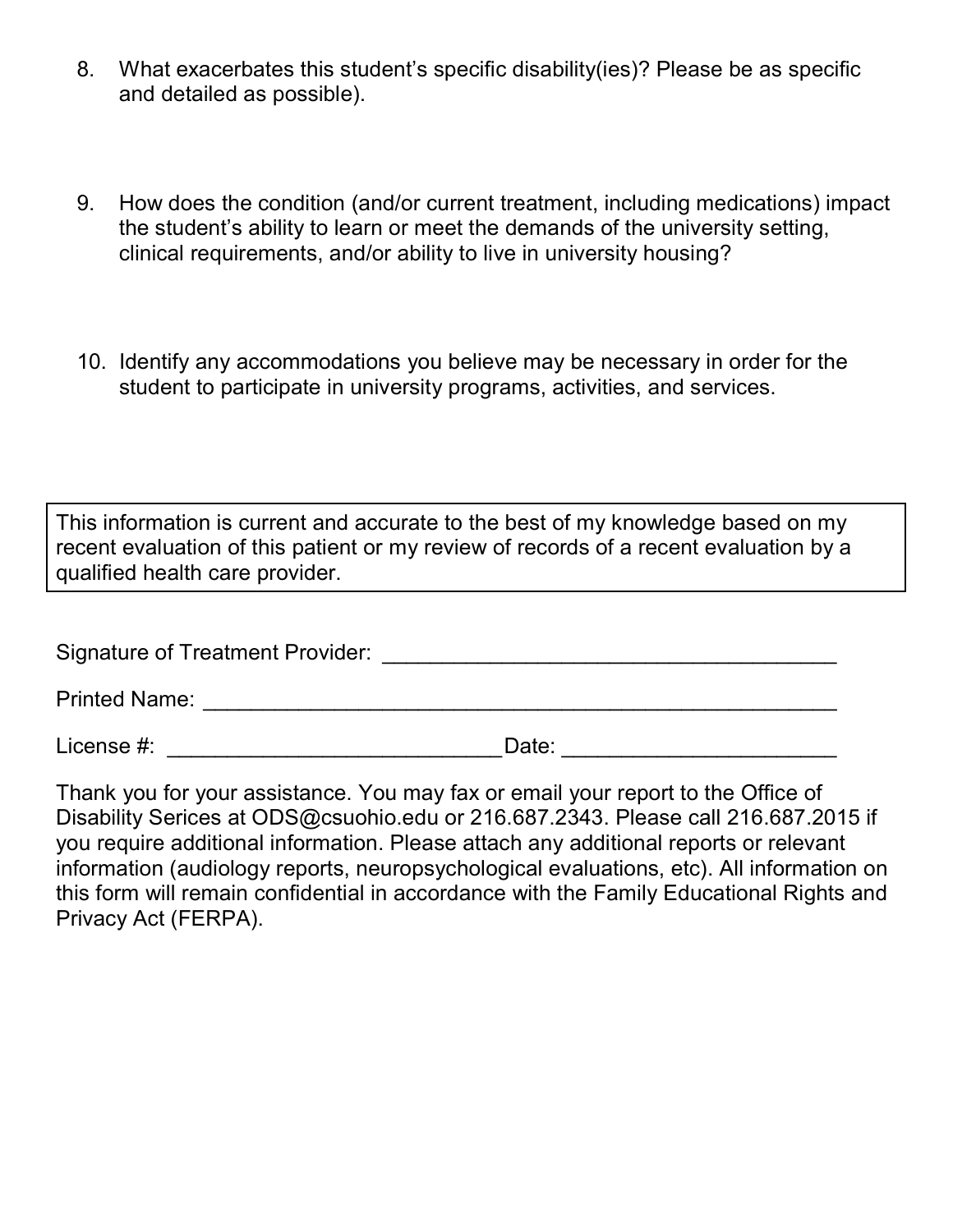8. What exacerbates this student's specific disability(ies)? Please be as specific and detailed as possible).

9. How does the condition (and/or current treatment, including medications) impact the student's ability to learn or meet the demands of the university setting, clinical requirements, and/or ability to live in university housing?

10. Identify any accommodations you believe may be necessary in order for the student to participate in university programs, activities, and services.

> This information is current and accurate to the best of my knowledge based on my recent evaluation of this patient or my review of records of a recent evaluation by a qualified health care provider.

Signature of Treatment Provider: ______________________________________

Printed Name: ______________________________________________________

License #: ____________________________ Date: ______________________

Thank you for your assistance. You may fax or email your report to the Office of Disability Serices at ODS@csuohio.edu or 216.687.2343. Please call 216.687.2015 if you require additional information. Please attach any additional reports or relevant information (audiology reports, neuropsychological evaluations, etc). All information on this form will remain confidential in accordance with the Family Educational Rights and Privacy Act (FERPA).